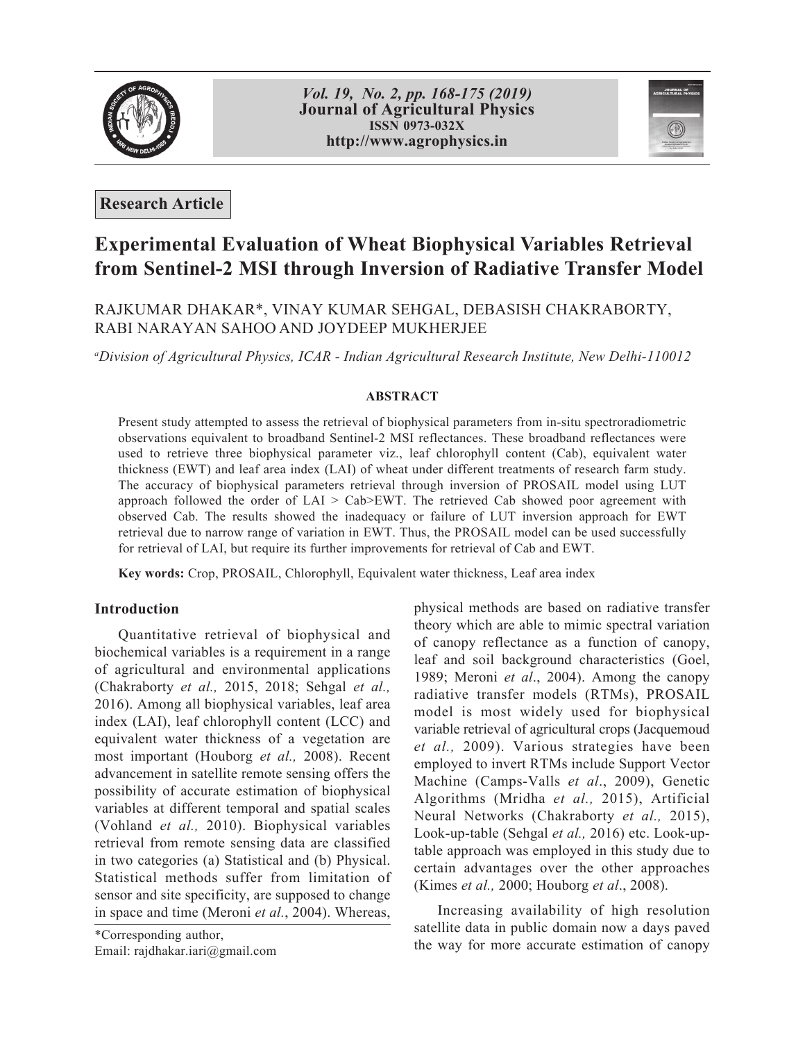**Research Article**

# Experimental Evaluation of Wheat Biophysical Variables Retrieval from Sentinel-2 MSI through Inversion of Radiative Transfer Model

RAJKUMAR DHAKAR*, VINAY KUMAR SEHGAL, DEBASISH CHAKRABORTY, RABI NARAYAN SAHOO AND JOYDEEP MUKHERJEE

[a]*Division of Agricultural Physics, ICAR - Indian Agricultural Research Institute, New Delhi-110012*

## ABSTRACT

Present study attempted to assess the retrieval of biophysical parameters from in-situ spectroradiometric observations equivalent to broadband Sentinel-2 MSI reflectances. These broadband reflectances were used to retrieve three biophysical parameter viz., leaf chlorophyll content (Cab), equivalent water thickness (EWT) and leaf area index (LAI) of wheat under different treatments of research farm study. The accuracy of biophysical parameters retrieval through inversion of PROSAIL model using LUT approach followed the order of LAI > Cab>EWT. The retrieved Cab showed poor agreement with observed Cab. The results showed the inadequacy or failure of LUT inversion approach for EWT retrieval due to narrow range of variation in EWT. Thus, the PROSAIL model can be used successfully for retrieval of LAI, but require its further improvements for retrieval of Cab and EWT.

**Key words:** Crop, PROSAIL, Chlorophyll, Equivalent water thickness, Leaf area index

## Introduction

Quantitative retrieval of biophysical and biochemical variables is a requirement in a range of agricultural and environmental applications (Chakraborty *et al.,* 2015, 2018; Sehgal *et al.,* 2016). Among all biophysical variables, leaf area index (LAI), leaf chlorophyll content (LCC) and equivalent water thickness of a vegetation are most important (Houborg *et al.,* 2008). Recent advancement in satellite remote sensing offers the possibility of accurate estimation of biophysical variables at different temporal and spatial scales (Vohland *et al.,* 2010). Biophysical variables retrieval from remote sensing data are classified in two categories (a) Statistical and (b) Physical. Statistical methods suffer from limitation of sensor and site specificity, are supposed to change in space and time (Meroni *et al.*, 2004). Whereas, physical methods are based on radiative transfer theory which are able to mimic spectral variation of canopy reflectance as a function of canopy, leaf and soil background characteristics (Goel, 1989; Meroni *et al*., 2004). Among the canopy radiative transfer models (RTMs), PROSAIL model is most widely used for biophysical variable retrieval of agricultural crops (Jacquemoud *et al.,* 2009). Various strategies have been employed to invert RTMs include Support Vector Machine (Camps-Valls *et al*., 2009), Genetic Algorithms (Mridha *et al.,* 2015), Artificial Neural Networks (Chakraborty *et al.,* 2015), Look-up-table (Sehgal *et al.,* 2016) etc. Look-up-table approach was employed in this study due to certain advantages over the other approaches (Kimes *et al.,* 2000; Houborg *et al*., 2008).

Increasing availability of high resolution satellite data in public domain now a days paved the way for more accurate estimation of canopy

*Corresponding author,
Email: rajdhakar.iari@gmail.com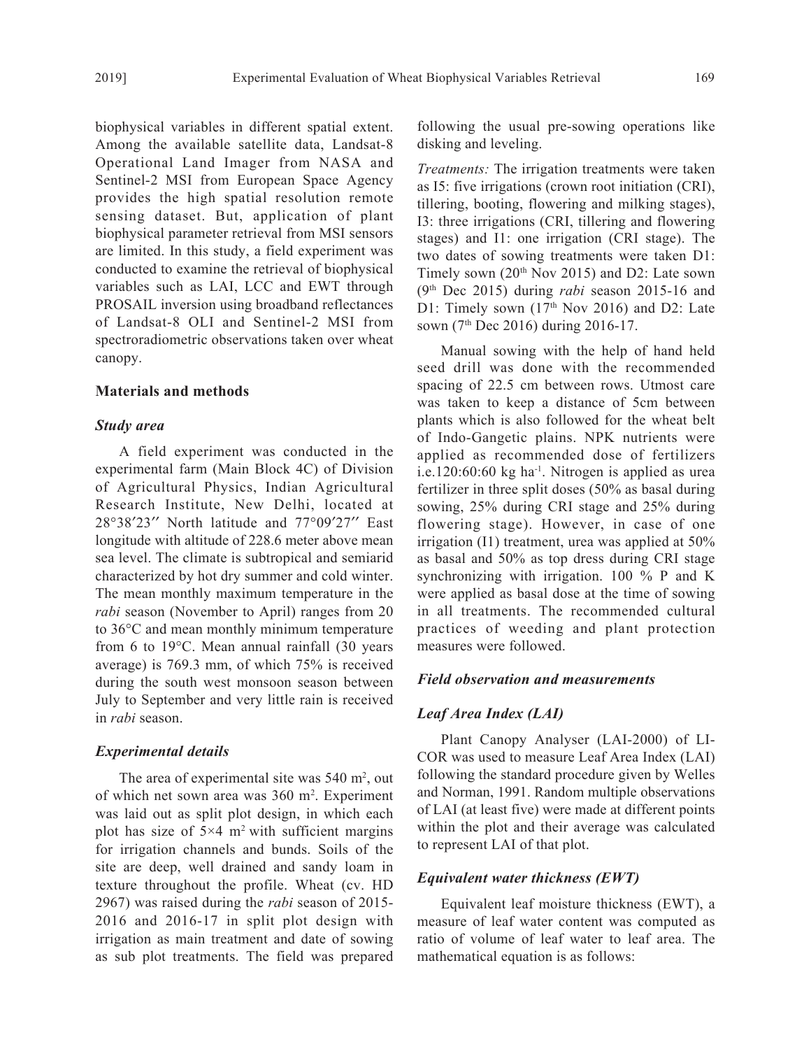biophysical variables in different spatial extent. Among the available satellite data, Landsat-8 Operational Land Imager from NASA and Sentinel-2 MSI from European Space Agency provides the high spatial resolution remote sensing dataset. But, application of plant biophysical parameter retrieval from MSI sensors are limited. In this study, a field experiment was conducted to examine the retrieval of biophysical variables such as LAI, LCC and EWT through PROSAIL inversion using broadband reflectances of Landsat-8 OLI and Sentinel-2 MSI from spectroradiometric observations taken over wheat canopy.

## Materials and methods

### *Study area*

A field experiment was conducted in the experimental farm (Main Block 4C) of Division of Agricultural Physics, Indian Agricultural Research Institute, New Delhi, located at 28°38′23′′ North latitude and 77°09′27′′ East longitude with altitude of 228.6 meter above mean sea level. The climate is subtropical and semiarid characterized by hot dry summer and cold winter. The mean monthly maximum temperature in the *rabi* season (November to April) ranges from 20 to 36°C and mean monthly minimum temperature from 6 to 19°C. Mean annual rainfall (30 years average) is 769.3 mm, of which 75% is received during the south west monsoon season between July to September and very little rain is received in *rabi* season.

### *Experimental details*

The area of experimental site was 540 $m^2$, out of which net sown area was 360 $m^2$. Experiment was laid out as split plot design, in which each plot has size of 5×4 $m^2$ with sufficient margins for irrigation channels and bunds. Soils of the site are deep, well drained and sandy loam in texture throughout the profile. Wheat (cv. HD 2967) was raised during the *rabi* season of 2015-2016 and 2016-17 in split plot design with irrigation as main treatment and date of sowing as sub plot treatments. The field was prepared following the usual pre-sowing operations like disking and leveling.

*Treatments:* The irrigation treatments were taken as I5: five irrigations (crown root initiation (CRI), tillering, booting, flowering and milking stages), I3: three irrigations (CRI, tillering and flowering stages) and I1: one irrigation (CRI stage). The two dates of sowing treatments were taken D1: Timely sown (20th Nov 2015) and D2: Late sown (9th Dec 2015) during *rabi* season 2015-16 and D1: Timely sown (17th Nov 2016) and D2: Late sown (7th Dec 2016) during 2016-17.

Manual sowing with the help of hand held seed drill was done with the recommended spacing of 22.5 cm between rows. Utmost care was taken to keep a distance of 5cm between plants which is also followed for the wheat belt of Indo-Gangetic plains. NPK nutrients were applied as recommended dose of fertilizers i.e.120:60:60 kg $ha^{-1}$. Nitrogen is applied as urea fertilizer in three split doses (50% as basal during sowing, 25% during CRI stage and 25% during flowering stage). However, in case of one irrigation (I1) treatment, urea was applied at 50% as basal and 50% as top dress during CRI stage synchronizing with irrigation. 100 % P and K were applied as basal dose at the time of sowing in all treatments. The recommended cultural practices of weeding and plant protection measures were followed.

### *Field observation and measurements*

### *Leaf Area Index (LAI)*

Plant Canopy Analyser (LAI-2000) of LI-COR was used to measure Leaf Area Index (LAI) following the standard procedure given by Welles and Norman, 1991. Random multiple observations of LAI (at least five) were made at different points within the plot and their average was calculated to represent LAI of that plot.

### *Equivalent water thickness (EWT)*

Equivalent leaf moisture thickness (EWT), a measure of leaf water content was computed as ratio of volume of leaf water to leaf area. The mathematical equation is as follows: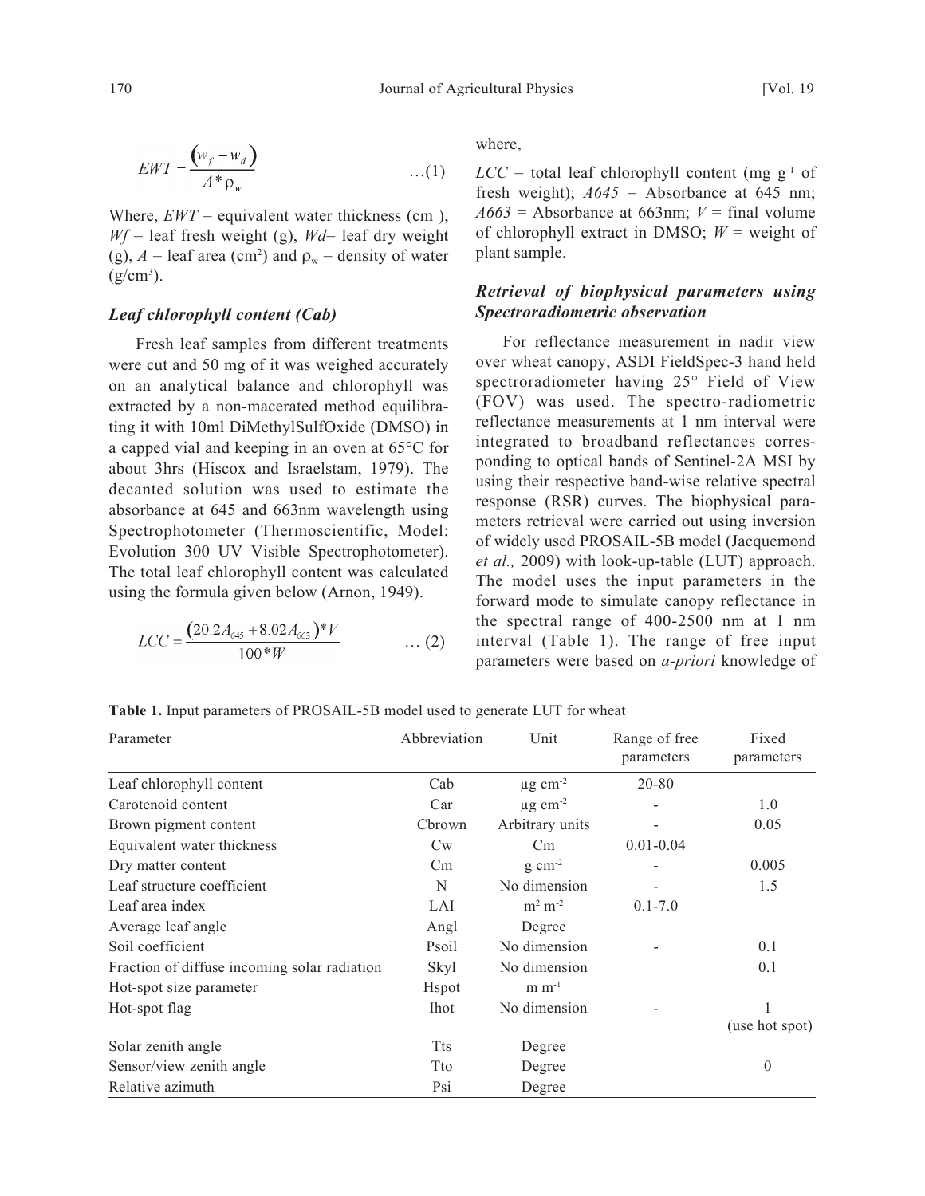$$EWT = \frac{(w_f - w_d)}{A * \rho_w} \quad \ldots(1)$$

Where, $EWT$ = equivalent water thickness (cm ), $Wf$ = leaf fresh weight (g), $Wd$= leaf dry weight (g), $A$ = leaf area (cm$^2$) and $\rho_w$ = density of water (g/cm$^3$).

### *Leaf chlorophyll content (Cab)*

Fresh leaf samples from different treatments were cut and 50 mg of it was weighed accurately on an analytical balance and chlorophyll was extracted by a non-macerated method equilibrating it with 10ml DiMethylSulfOxide (DMSO) in a capped vial and keeping in an oven at 65°C for about 3hrs (Hiscox and Israelstam, 1979). The decanted solution was used to estimate the absorbance at 645 and 663nm wavelength using Spectrophotometer (Thermoscientific, Model: Evolution 300 UV Visible Spectrophotometer). The total leaf chlorophyll content was calculated using the formula given below (Arnon, 1949).

$$LCC = \frac{(20.2A_{645} + 8.02A_{663}) * V}{100 * W} \quad \ldots (2)$$

where,

$LCC$ = total leaf chlorophyll content (mg g$^{-1}$ of fresh weight); $A645$ = Absorbance at 645 nm; $A663$ = Absorbance at 663nm; $V$ = final volume of chlorophyll extract in DMSO; $W$ = weight of plant sample.

### *Retrieval of biophysical parameters using Spectroradiometric observation*

For reflectance measurement in nadir view over wheat canopy, ASDI FieldSpec-3 hand held spectroradiometer having 25° Field of View (FOV) was used. The spectro-radiometric reflectance measurements at 1 nm interval were integrated to broadband reflectances corresponding to optical bands of Sentinel-2A MSI by using their respective band-wise relative spectral response (RSR) curves. The biophysical parameters retrieval were carried out using inversion of widely used PROSAIL-5B model (Jacquemond *et al.,* 2009) with look-up-table (LUT) approach. The model uses the input parameters in the forward mode to simulate canopy reflectance in the spectral range of 400-2500 nm at 1 nm interval (Table 1). The range of free input parameters were based on *a-priori* knowledge of

**Table 1.** Input parameters of PROSAIL-5B model used to generate LUT for wheat

| Parameter | Abbreviation | Unit | Range of free parameters | Fixed parameters |
|---|---|---|---|---|
| Leaf chlorophyll content | Cab | $\mu g\ cm^{-2}$ | 20-80 | |
| Carotenoid content | Car | $\mu g\ cm^{-2}$ | - | 1.0 |
| Brown pigment content | Cbrown | Arbitrary units | - | 0.05 |
| Equivalent water thickness | Cw | Cm | 0.01-0.04 | |
| Dry matter content | Cm | $g\ cm^{-2}$ | - | 0.005 |
| Leaf structure coefficient | N | No dimension | - | 1.5 |
| Leaf area index | LAI | $m^2\ m^{-2}$ | 0.1-7.0 | |
| Average leaf angle | Angl | Degree | | |
| Soil coefficient | Psoil | No dimension | - | 0.1 |
| Fraction of diffuse incoming solar radiation | Skyl | No dimension | | 0.1 |
| Hot-spot size parameter | Hspot | $m\ m^{-1}$ | | |
| Hot-spot flag | Ihot | No dimension | - | 1 (use hot spot) |
| Solar zenith angle | Tts | Degree | | |
| Sensor/view zenith angle | Tto | Degree | | 0 |
| Relative azimuth | Psi | Degree | | |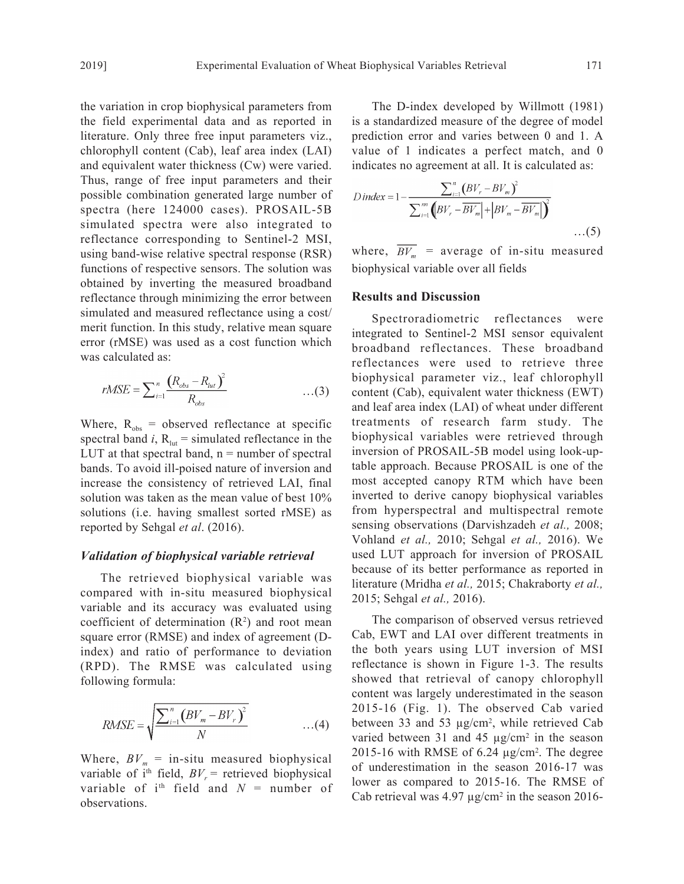the variation in crop biophysical parameters from the field experimental data and as reported in literature. Only three free input parameters viz., chlorophyll content (Cab), leaf area index (LAI) and equivalent water thickness (Cw) were varied. Thus, range of free input parameters and their possible combination generated large number of spectra (here 124000 cases). PROSAIL-5B simulated spectra were also integrated to reflectance corresponding to Sentinel-2 MSI, using band-wise relative spectral response (RSR) functions of respective sensors. The solution was obtained by inverting the measured broadband reflectance through minimizing the error between simulated and measured reflectance using a cost/merit function. In this study, relative mean square error (rMSE) was used as a cost function which was calculated as:

$$rMSE = \sum_{i=1}^{n} \frac{(R_{obs} - R_{lut})^2}{R_{obs}} \qquad \text{…(3)}$$

Where, $R_{obs}$ = observed reflectance at specific spectral band $i$, $R_{lut}$ = simulated reflectance in the LUT at that spectral band, n = number of spectral bands. To avoid ill-poised nature of inversion and increase the consistency of retrieved LAI, final solution was taken as the mean value of best 10% solutions (i.e. having smallest sorted rMSE) as reported by Sehgal *et al*. (2016).

### *Validation of biophysical variable retrieval*

The retrieved biophysical variable was compared with in-situ measured biophysical variable and its accuracy was evaluated using coefficient of determination ($R^2$) and root mean square error (RMSE) and index of agreement (D-index) and ratio of performance to deviation (RPD). The RMSE was calculated using following formula:

$$RMSE = \sqrt{\frac{\sum_{i=1}^{n}(BV_m - BV_r)^2}{N}} \qquad \text{…(4)}$$

Where, $BV_m$ = in-situ measured biophysical variable of i[th] field, $BV_r$ = retrieved biophysical variable of i[th] field and $N$ = number of observations.

The D-index developed by Willmott (1981) is a standardized measure of the degree of model prediction error and varies between 0 and 1. A value of 1 indicates a perfect match, and 0 indicates no agreement at all. It is calculated as:

$$D\,index = 1 - \frac{\sum_{i=1}^{n}(BV_r - BV_m)^2}{\sum_{i=1}^{m}\left(\left|BV_r - \overline{BV_m}\right| + \left|BV_m - \overline{BV_m}\right|\right)^2} \qquad \text{…(5)}$$

where, $\overline{BV_m}$ = average of in-situ measured biophysical variable over all fields

## Results and Discussion

Spectroradiometric reflectances were integrated to Sentinel-2 MSI sensor equivalent broadband reflectances. These broadband reflectances were used to retrieve three biophysical parameter viz., leaf chlorophyll content (Cab), equivalent water thickness (EWT) and leaf area index (LAI) of wheat under different treatments of research farm study. The biophysical variables were retrieved through inversion of PROSAIL-5B model using look-up-table approach. Because PROSAIL is one of the most accepted canopy RTM which have been inverted to derive canopy biophysical variables from hyperspectral and multispectral remote sensing observations (Darvishzadeh *et al.,* 2008; Vohland *et al.,* 2010; Sehgal *et al.,* 2016). We used LUT approach for inversion of PROSAIL because of its better performance as reported in literature (Mridha *et al.,* 2015; Chakraborty *et al.,* 2015; Sehgal *et al.,* 2016).

The comparison of observed versus retrieved Cab, EWT and LAI over different treatments in the both years using LUT inversion of MSI reflectance is shown in Figure 1-3. The results showed that retrieval of canopy chlorophyll content was largely underestimated in the season 2015-16 (Fig. 1). The observed Cab varied between 33 and 53 µg/cm$^2$, while retrieved Cab varied between 31 and 45 µg/cm$^2$ in the season 2015-16 with RMSE of 6.24 µg/cm$^2$. The degree of underestimation in the season 2016-17 was lower as compared to 2015-16. The RMSE of Cab retrieval was 4.97 µg/cm$^2$ in the season 2016-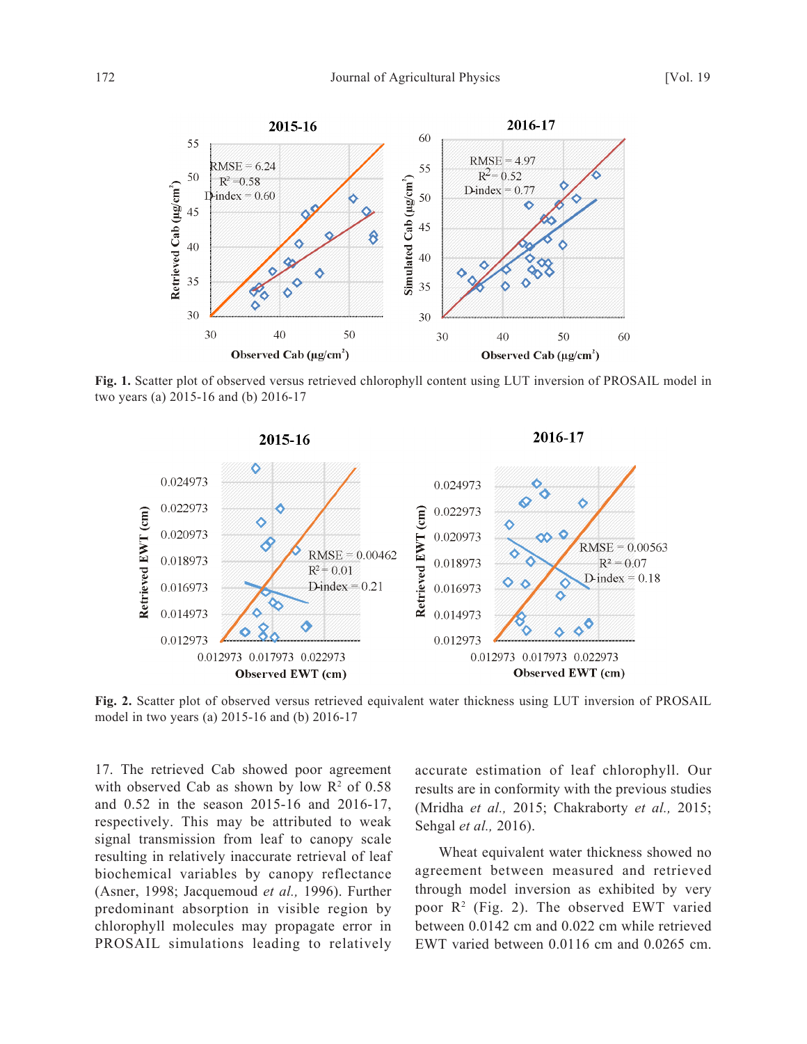2015-16

RMSE = 6.24
$R^2$ =0.58
D-index = 0.60

Retrieved Cab (μg/cm²)

55
50
45
40
35
30

30
40
50

Observed Cab (μg/cm²)

2016-17

RMSE = 4.97
$R^2$ = 0.52
D-index = 0.77

Simulated Cab (μg/cm²)

60
55
50
45
40
35
30

30
40
50
60

Observed Cab (μg/cm²)

**Fig. 1.** Scatter plot of observed versus retrieved chlorophyll content using LUT inversion of PROSAIL model in two years (a) 2015-16 and (b) 2016-17

2015-16

Retrieved EWT (cm)

0.024973
0.022973
0.020973
0.018973
0.016973
0.014973
0.012973

RMSE = 0.00462
$R^2$ = 0.01
D-index = 0.21

0.012973 0.017973 0.022973

Observed EWT (cm)

2016-17

Retrieved EWT (cm)

0.024973
0.022973
0.020973
0.018973
0.016973
0.014973
0.012973

RMSE = 0.00563
$R^2$ = 0.07
D-index = 0.18

0.012973 0.017973 0.022973

Observed EWT (cm)

**Fig. 2.** Scatter plot of observed versus retrieved equivalent water thickness using LUT inversion of PROSAIL model in two years (a) 2015-16 and (b) 2016-17

17. The retrieved Cab showed poor agreement with observed Cab as shown by low $R^2$ of 0.58 and 0.52 in the season 2015-16 and 2016-17, respectively. This may be attributed to weak signal transmission from leaf to canopy scale resulting in relatively inaccurate retrieval of leaf biochemical variables by canopy reflectance (Asner, 1998; Jacquemoud *et al.,* 1996). Further predominant absorption in visible region by chlorophyll molecules may propagate error in PROSAIL simulations leading to relatively accurate estimation of leaf chlorophyll. Our results are in conformity with the previous studies (Mridha *et al.,* 2015; Chakraborty *et al.,* 2015; Sehgal *et al.,* 2016).

Wheat equivalent water thickness showed no agreement between measured and retrieved through model inversion as exhibited by very poor $R^2$ (Fig. 2). The observed EWT varied between 0.0142 cm and 0.022 cm while retrieved EWT varied between 0.0116 cm and 0.0265 cm.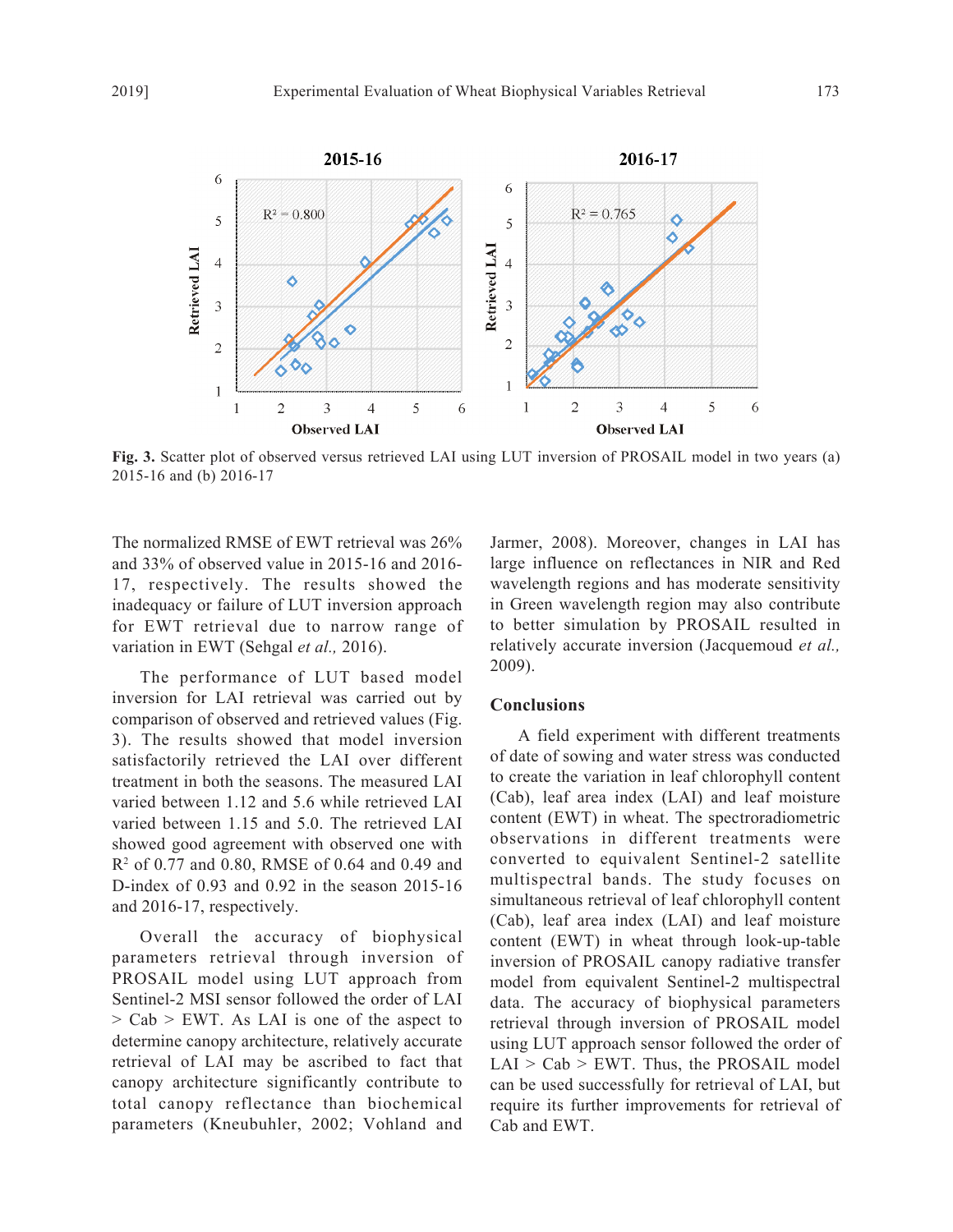2015-16

R² = 0.800

Retrieved LAI

Observed LAI

2016-17

R² = 0.765

Retrieved LAI

Observed LAI

**Fig. 3.** Scatter plot of observed versus retrieved LAI using LUT inversion of PROSAIL model in two years (a) 2015-16 and (b) 2016-17

The normalized RMSE of EWT retrieval was 26% and 33% of observed value in 2015-16 and 2016-17, respectively. The results showed the inadequacy or failure of LUT inversion approach for EWT retrieval due to narrow range of variation in EWT (Sehgal *et al.,* 2016).

The performance of LUT based model inversion for LAI retrieval was carried out by comparison of observed and retrieved values (Fig. 3). The results showed that model inversion satisfactorily retrieved the LAI over different treatment in both the seasons. The measured LAI varied between 1.12 and 5.6 while retrieved LAI varied between 1.15 and 5.0. The retrieved LAI showed good agreement with observed one with $R^2$ of 0.77 and 0.80, RMSE of 0.64 and 0.49 and D-index of 0.93 and 0.92 in the season 2015-16 and 2016-17, respectively.

Overall the accuracy of biophysical parameters retrieval through inversion of PROSAIL model using LUT approach from Sentinel-2 MSI sensor followed the order of LAI > Cab > EWT. As LAI is one of the aspect to determine canopy architecture, relatively accurate retrieval of LAI may be ascribed to fact that canopy architecture significantly contribute to total canopy reflectance than biochemical parameters (Kneubuhler, 2002; Vohland and Jarmer, 2008). Moreover, changes in LAI has large influence on reflectances in NIR and Red wavelength regions and has moderate sensitivity in Green wavelength region may also contribute to better simulation by PROSAIL resulted in relatively accurate inversion (Jacquemoud *et al.,* 2009).

## Conclusions

A field experiment with different treatments of date of sowing and water stress was conducted to create the variation in leaf chlorophyll content (Cab), leaf area index (LAI) and leaf moisture content (EWT) in wheat. The spectroradiometric observations in different treatments were converted to equivalent Sentinel-2 satellite multispectral bands. The study focuses on simultaneous retrieval of leaf chlorophyll content (Cab), leaf area index (LAI) and leaf moisture content (EWT) in wheat through look-up-table inversion of PROSAIL canopy radiative transfer model from equivalent Sentinel-2 multispectral data. The accuracy of biophysical parameters retrieval through inversion of PROSAIL model using LUT approach sensor followed the order of LAI > Cab > EWT. Thus, the PROSAIL model can be used successfully for retrieval of LAI, but require its further improvements for retrieval of Cab and EWT.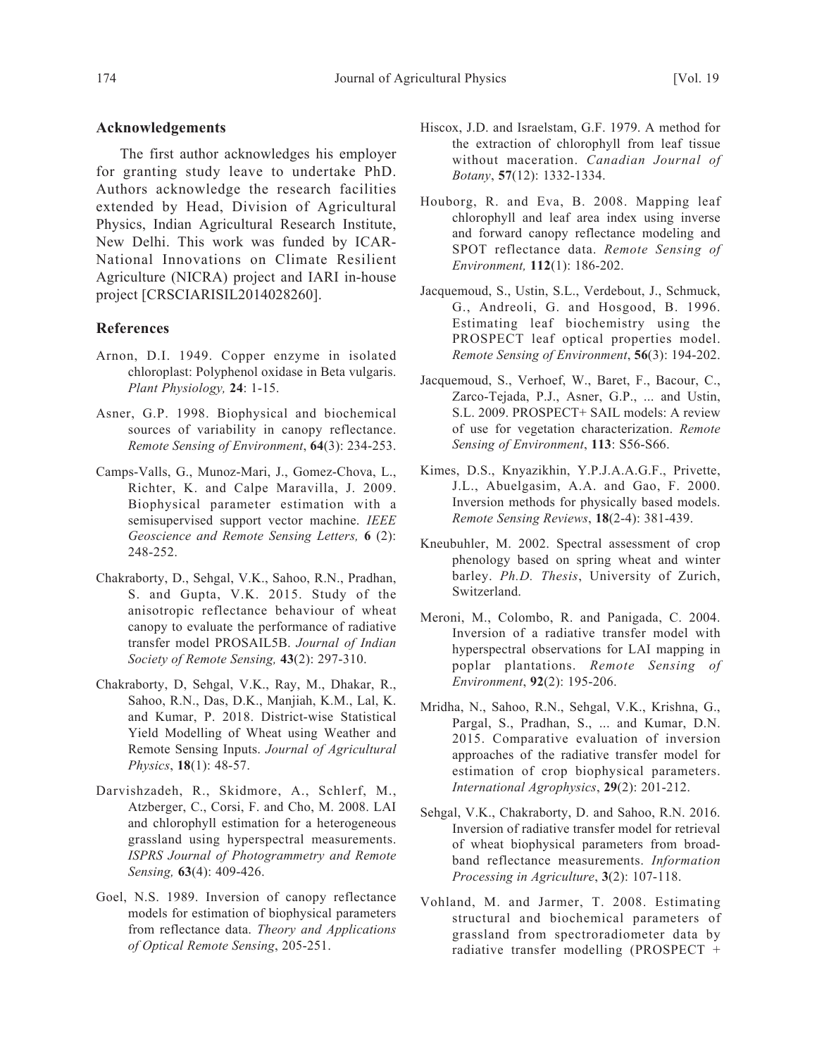## Acknowledgements

The first author acknowledges his employer for granting study leave to undertake PhD. Authors acknowledge the research facilities extended by Head, Division of Agricultural Physics, Indian Agricultural Research Institute, New Delhi. This work was funded by ICAR-National Innovations on Climate Resilient Agriculture (NICRA) project and IARI in-house project [CRSCIARISIL2014028260].

## References

Arnon, D.I. 1949. Copper enzyme in isolated chloroplast: Polyphenol oxidase in Beta vulgaris. *Plant Physiology,* **24**: 1-15.

Asner, G.P. 1998. Biophysical and biochemical sources of variability in canopy reflectance. *Remote Sensing of Environment*, **64**(3): 234-253.

Camps-Valls, G., Munoz-Mari, J., Gomez-Chova, L., Richter, K. and Calpe Maravilla, J. 2009. Biophysical parameter estimation with a semisupervised support vector machine. *IEEE Geoscience and Remote Sensing Letters,* **6** (2): 248-252.

Chakraborty, D., Sehgal, V.K., Sahoo, R.N., Pradhan, S. and Gupta, V.K. 2015. Study of the anisotropic reflectance behaviour of wheat canopy to evaluate the performance of radiative transfer model PROSAIL5B. *Journal of Indian Society of Remote Sensing,* **43**(2): 297-310.

Chakraborty, D, Sehgal, V.K., Ray, M., Dhakar, R., Sahoo, R.N., Das, D.K., Manjiah, K.M., Lal, K. and Kumar, P. 2018. District-wise Statistical Yield Modelling of Wheat using Weather and Remote Sensing Inputs. *Journal of Agricultural Physics*, **18**(1): 48-57.

Darvishzadeh, R., Skidmore, A., Schlerf, M., Atzberger, C., Corsi, F. and Cho, M. 2008. LAI and chlorophyll estimation for a heterogeneous grassland using hyperspectral measurements. *ISPRS Journal of Photogrammetry and Remote Sensing,* **63**(4): 409-426.

Goel, N.S. 1989. Inversion of canopy reflectance models for estimation of biophysical parameters from reflectance data. *Theory and Applications of Optical Remote Sensing*, 205-251.

Hiscox, J.D. and Israelstam, G.F. 1979. A method for the extraction of chlorophyll from leaf tissue without maceration. *Canadian Journal of Botany*, **57**(12): 1332-1334.

Houborg, R. and Eva, B. 2008. Mapping leaf chlorophyll and leaf area index using inverse and forward canopy reflectance modeling and SPOT reflectance data. *Remote Sensing of Environment,* **112**(1): 186-202.

Jacquemoud, S., Ustin, S.L., Verdebout, J., Schmuck, G., Andreoli, G. and Hosgood, B. 1996. Estimating leaf biochemistry using the PROSPECT leaf optical properties model. *Remote Sensing of Environment*, **56**(3): 194-202.

Jacquemoud, S., Verhoef, W., Baret, F., Bacour, C., Zarco-Tejada, P.J., Asner, G.P., ... and Ustin, S.L. 2009. PROSPECT+ SAIL models: A review of use for vegetation characterization. *Remote Sensing of Environment*, **113**: S56-S66.

Kimes, D.S., Knyazikhin, Y.P.J.A.A.G.F., Privette, J.L., Abuelgasim, A.A. and Gao, F. 2000. Inversion methods for physically based models. *Remote Sensing Reviews*, **18**(2-4): 381-439.

Kneubuhler, M. 2002. Spectral assessment of crop phenology based on spring wheat and winter barley. *Ph.D. Thesis*, University of Zurich, Switzerland.

Meroni, M., Colombo, R. and Panigada, C. 2004. Inversion of a radiative transfer model with hyperspectral observations for LAI mapping in poplar plantations. *Remote Sensing of Environment*, **92**(2): 195-206.

Mridha, N., Sahoo, R.N., Sehgal, V.K., Krishna, G., Pargal, S., Pradhan, S., ... and Kumar, D.N. 2015. Comparative evaluation of inversion approaches of the radiative transfer model for estimation of crop biophysical parameters. *International Agrophysics*, **29**(2): 201-212.

Sehgal, V.K., Chakraborty, D. and Sahoo, R.N. 2016. Inversion of radiative transfer model for retrieval of wheat biophysical parameters from broad-band reflectance measurements. *Information Processing in Agriculture*, **3**(2): 107-118.

Vohland, M. and Jarmer, T. 2008. Estimating structural and biochemical parameters of grassland from spectroradiometer data by radiative transfer modelling (PROSPECT +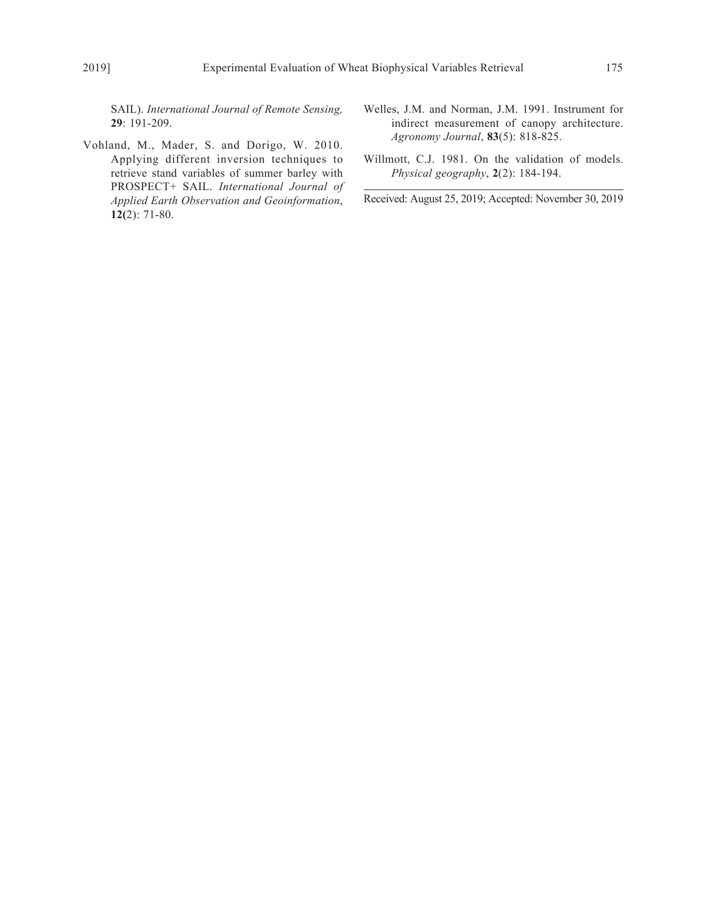SAIL). *International Journal of Remote Sensing,* **29**: 191-209.

Vohland, M., Mader, S. and Dorigo, W. 2010. Applying different inversion techniques to retrieve stand variables of summer barley with PROSPECT+ SAIL. *International Journal of Applied Earth Observation and Geoinformation*, **12(**2): 71-80.

Welles, J.M. and Norman, J.M. 1991. Instrument for indirect measurement of canopy architecture. *Agronomy Journal*, **83**(5): 818-825.

Willmott, C.J. 1981. On the validation of models. *Physical geography*, **2**(2): 184-194.

---

Received: August 25, 2019; Accepted: November 30, 2019